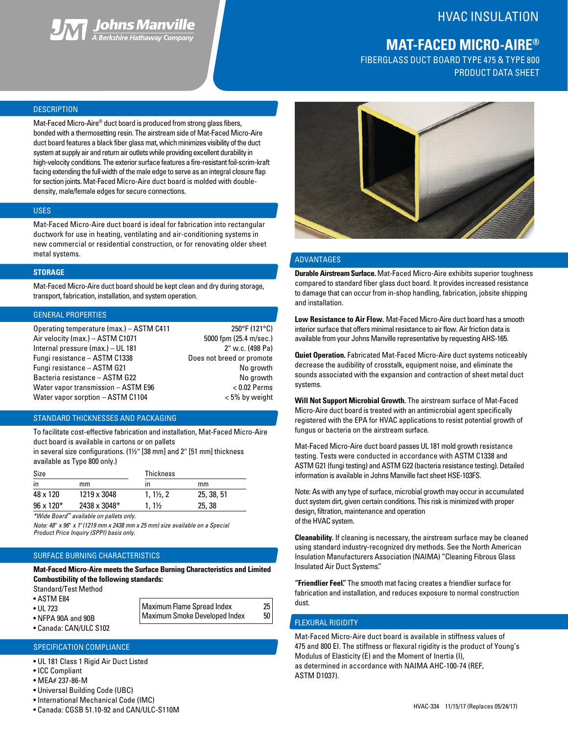Johns Manville
A Berkshire Hathaway Company

# HVAC INSULATION

# MAT-FACED MICRO-AIRE®

FIBERGLASS DUCT BOARD TYPE 475 & TYPE 800
PRODUCT DATA SHEET

## DESCRIPTION

Mat-Faced Micro-Aire® duct board is produced from strong glass fibers, bonded with a thermosetting resin. The airstream side of Mat-Faced Micro-Aire duct board features a black fiber glass mat, which minimizes visibility of the duct system at supply air and return air outlets while providing excellent durability in high-velocity conditions. The exterior surface features a fire-resistant foil-scrim-kraft facing extending the full width of the male edge to serve as an integral closure flap for section joints. Mat-Faced Micro-Aire duct board is molded with double-density, male/female edges for secure connections.

## USES

Mat-Faced Micro-Aire duct board is ideal for fabrication into rectangular ductwork for use in heating, ventilating and air-conditioning systems in new commercial or residential construction, or for renovating older sheet metal systems.

## STORAGE

Mat-Faced Micro-Aire duct board should be kept clean and dry during storage, transport, fabrication, installation, and system operation.

## GENERAL PROPERTIES

| | |
|---|---|
| Operating temperature (max.) – ASTM C411 | 250°F (121°C) |
| Air velocity (max.) – ASTM C1071 | 5000 fpm (25.4 m/sec.) |
| Internal pressure (max.) – UL 181 | 2" w.c. (498 Pa) |
| Fungi resistance – ASTM C1338 | Does not breed or promote |
| Fungi resistance – ASTM G21 | No growth |
| Bacteria resistance – ASTM G22 | No growth |
| Water vapor transmission – ASTM E96 | < 0.02 Perms |
| Water vapor sorption – ASTM C1104 | < 5% by weight |

## STANDARD THICKNESSES AND PACKAGING

To facilitate cost-effective fabrication and installation, Mat-Faced Micro-Aire duct board is available in cartons or on pallets
in several size configurations. (1½" [38 mm] and 2" [51 mm] thickness available as Type 800 only.)

| Size | | Thickness | |
|---|---|---|---|
| in | mm | in | mm |
| 48 x 120 | 1219 x 3048 | 1, 1½, 2 | 25, 38, 51 |
| 96 x 120* | 2438 x 3048* | 1, 1½ | 25, 38 |

*\*Wide Board™ available on pallets only.*

*Note: 48" x 96" x 1" (1219 mm x 2438 mm x 25 mm) size available on a Special Product Price Inquiry (SPPI) basis only.*

## SURFACE BURNING CHARACTERISTICS

**Mat-Faced Micro-Aire meets the Surface Burning Characteristics and Limited Combustibility of the following standards:**

Standard/Test Method

- ASTM E84
- UL 723
- NFPA 90A and 90B
- Canada: CAN/ULC S102

| | |
|---|---|
| Maximum Flame Spread Index | 25 |
| Maximum Smoke Developed Index | 50 |

## SPECIFICATION COMPLIANCE

- UL 181 Class 1 Rigid Air Duct Listed
- ICC Compliant
- MEA# 237-86-M
- Universal Building Code (UBC)
- International Mechanical Code (IMC)
- Canada: CGSB 51.10-92 and CAN/ULC-S110M

## ADVANTAGES

**Durable Airstream Surface.** Mat-Faced Micro-Aire exhibits superior toughness compared to standard fiber glass duct board. It provides increased resistance to damage that can occur from in-shop handling, fabrication, jobsite shipping and installation.

**Low Resistance to Air Flow.** Mat-Faced Micro-Aire duct board has a smooth interior surface that offers minimal resistance to air flow. Air friction data is available from your Johns Manville representative by requesting AHS-165.

**Quiet Operation.** Fabricated Mat-Faced Micro-Aire duct systems noticeably decrease the audibility of crosstalk, equipment noise, and eliminate the sounds associated with the expansion and contraction of sheet metal duct systems.

**Will Not Support Microbial Growth.** The airstream surface of Mat-Faced Micro-Aire duct board is treated with an antimicrobial agent specifically registered with the EPA for HVAC applications to resist potential growth of fungus or bacteria on the airstream surface.

Mat-Faced Micro-Aire duct board passes UL 181 mold growth resistance testing. Tests were conducted in accordance with ASTM C1338 and ASTM G21 (fungi testing) and ASTM G22 (bacteria resistance testing). Detailed information is available in Johns Manville fact sheet HSE-103FS.

Note: As with any type of surface, microbial growth may occur in accumulated duct system dirt, given certain conditions. This risk is minimized with proper design, filtration, maintenance and operation of the HVAC system.

**Cleanability.** If cleaning is necessary, the airstream surface may be cleaned using standard industry-recognized dry methods. See the North American Insulation Manufacturers Association (NAIMA) "Cleaning Fibrous Glass Insulated Air Duct Systems."

**"Friendlier Feel."** The smooth mat facing creates a friendlier surface for fabrication and installation, and reduces exposure to normal construction dust.

## FLEXURAL RIGIDITY

Mat-Faced Micro-Aire duct board is available in stiffness values of 475 and 800 EI. The stiffness or flexural rigidity is the product of Young's Modulus of Elasticity (E) and the Moment of Inertia (I), as determined in accordance with NAIMA AHC-100-74 (REF, ASTM D1037).

HVAC-334 11/15/17 (Replaces 05/24/17)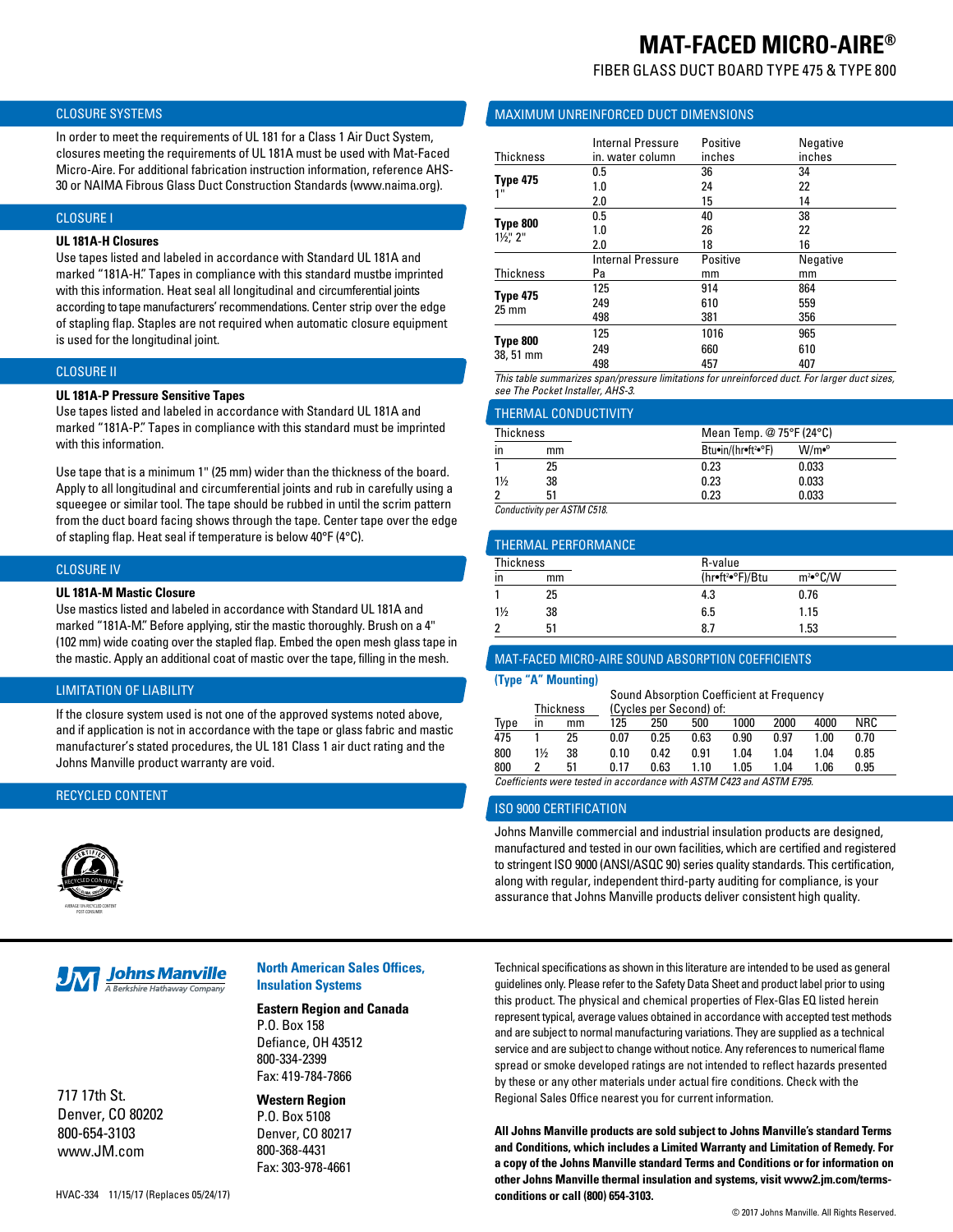# MAT-FACED MICRO-AIRE®

FIBER GLASS DUCT BOARD TYPE 475 & TYPE 800

## CLOSURE SYSTEMS

In order to meet the requirements of UL 181 for a Class 1 Air Duct System, closures meeting the requirements of UL 181A must be used with Mat-Faced Micro-Aire. For additional fabrication instruction information, reference AHS-30 or NAIMA Fibrous Glass Duct Construction Standards (www.naima.org).

## CLOSURE I

**UL 181A-H Closures**

Use tapes listed and labeled in accordance with Standard UL 181A and marked "181A-H." Tapes in compliance with this standard mustbe imprinted with this information. Heat seal all longitudinal and circumferential joints according to tape manufacturers' recommendations. Center strip over the edge of stapling flap. Staples are not required when automatic closure equipment is used for the longitudinal joint.

## CLOSURE II

**UL 181A-P Pressure Sensitive Tapes**

Use tapes listed and labeled in accordance with Standard UL 181A and marked "181A-P." Tapes in compliance with this standard must be imprinted with this information.

Use tape that is a minimum 1" (25 mm) wider than the thickness of the board. Apply to all longitudinal and circumferential joints and rub in carefully using a squeegee or similar tool. The tape should be rubbed in until the scrim pattern from the duct board facing shows through the tape. Center tape over the edge of stapling flap. Heat seal if temperature is below 40°F (4°C).

## CLOSURE IV

**UL 181A-M Mastic Closure**

Use mastics listed and labeled in accordance with Standard UL 181A and marked "181A-M." Before applying, stir the mastic thoroughly. Brush on a 4" (102 mm) wide coating over the stapled flap. Embed the open mesh glass tape in the mastic. Apply an additional coat of mastic over the tape, filling in the mesh.

## LIMITATION OF LIABILITY

If the closure system used is not one of the approved systems noted above, and if application is not in accordance with the tape or glass fabric and mastic manufacturer's stated procedures, the UL 181 Class 1 air duct rating and the Johns Manville product warranty are void.

## RECYCLED CONTENT

CERTIFIED RECYCLED CONTENT
AVERAGE 18% RECYCLED CONTENT POST-CONSUMER

## MAXIMUM UNREINFORCED DUCT DIMENSIONS

| Thickness | Internal Pressure in. water column | Positive inches | Negative inches |
|---|---|---|---|
| **Type 475** 1" | 0.5 | 36 | 34 |
| | 1.0 | 24 | 22 |
| | 2.0 | 15 | 14 |
| **Type 800** 1½", 2" | 0.5 | 40 | 38 |
| | 1.0 | 26 | 22 |
| | 2.0 | 18 | 16 |
| **Thickness** | **Internal Pressure Pa** | **Positive mm** | **Negative mm** |
| **Type 475** 25 mm | 125 | 914 | 864 |
| | 249 | 610 | 559 |
| | 498 | 381 | 356 |
| **Type 800** 38, 51 mm | 125 | 1016 | 965 |
| | 249 | 660 | 610 |
| | 498 | 457 | 407 |

*This table summarizes span/pressure limitations for unreinforced duct. For larger duct sizes, see The Pocket Installer, AHS-3.*

## THERMAL CONDUCTIVITY

| Thickness in | mm | Mean Temp. @ 75°F (24°C) Btu•in/(hr•ft²•°F) | W/m•° |
|---|---|---|---|
| 1 | 25 | 0.23 | 0.033 |
| 1½ | 38 | 0.23 | 0.033 |
| 2 | 51 | 0.23 | 0.033 |

*Conductivity per ASTM C518.*

## THERMAL PERFORMANCE

| Thickness in | mm | R-value (hr•ft²•°F)/Btu | m²•°C/W |
|---|---|---|---|
| 1 | 25 | 4.3 | 0.76 |
| 1½ | 38 | 6.5 | 1.15 |
| 2 | 51 | 8.7 | 1.53 |

## MAT-FACED MICRO-AIRE SOUND ABSORPTION COEFFICIENTS

**(Type "A" Mounting)**

| | Thickness | | Sound Absorption Coefficient at Frequency (Cycles per Second) of: | | | | | | |
|---|---|---|---|---|---|---|---|---|---|
| Type | in | mm | 125 | 250 | 500 | 1000 | 2000 | 4000 | NRC |
| 475 | 1 | 25 | 0.07 | 0.25 | 0.63 | 0.90 | 0.97 | 1.00 | 0.70 |
| 800 | 1½ | 38 | 0.10 | 0.42 | 0.91 | 1.04 | 1.04 | 1.04 | 0.85 |
| 800 | 2 | 51 | 0.17 | 0.63 | 1.10 | 1.05 | 1.04 | 1.06 | 0.95 |

*Coefficients were tested in accordance with ASTM C423 and ASTM E795.*

## ISO 9000 CERTIFICATION

Johns Manville commercial and industrial insulation products are designed, manufactured and tested in our own facilities, which are certified and registered to stringent ISO 9000 (ANSI/ASQC 90) series quality standards. This certification, along with regular, independent third-party auditing for compliance, is your assurance that Johns Manville products deliver consistent high quality.

---

**Johns Manville**
A Berkshire Hathaway Company

717 17th St.
Denver, CO 80202
800-654-3103
www.JM.com

**North American Sales Offices, Insulation Systems**

**Eastern Region and Canada**
P.O. Box 158
Defiance, OH 43512
800-334-2399
Fax: 419-784-7866

**Western Region**
P.O. Box 5108
Denver, CO 80217
800-368-4431
Fax: 303-978-4661

Technical specifications as shown in this literature are intended to be used as general guidelines only. Please refer to the Safety Data Sheet and product label prior to using this product. The physical and chemical properties of Flex-Glas EQ listed herein represent typical, average values obtained in accordance with accepted test methods and are subject to normal manufacturing variations. They are supplied as a technical service and are subject to change without notice. Any references to numerical flame spread or smoke developed ratings are not intended to reflect hazards presented by these or any other materials under actual fire conditions. Check with the Regional Sales Office nearest you for current information.

**All Johns Manville products are sold subject to Johns Manville's standard Terms and Conditions, which includes a Limited Warranty and Limitation of Remedy. For a copy of the Johns Manville standard Terms and Conditions or for information on other Johns Manville thermal insulation and systems, visit www2.jm.com/terms-conditions or call (800) 654-3103.**

HVAC-334 11/15/17 (Replaces 05/24/17)

© 2017 Johns Manville. All Rights Reserved.